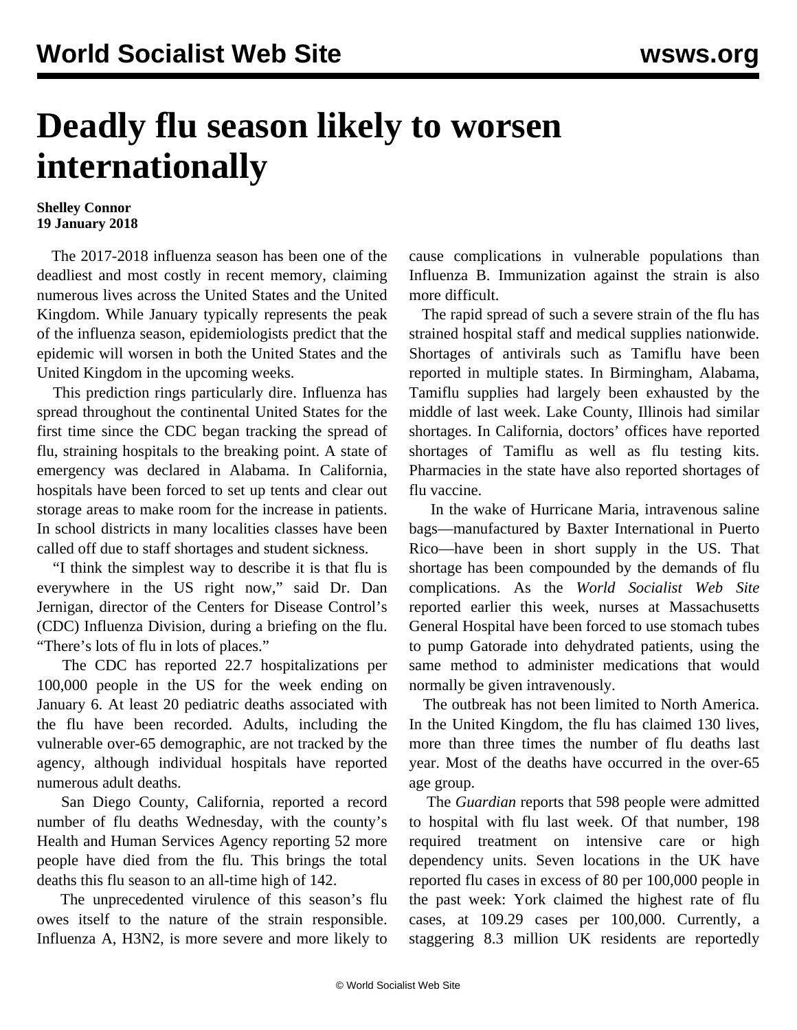# Deadly flu season likely to worsen internationally

**Shelley Connor**
**19 January 2018**

The 2017-2018 influenza season has been one of the deadliest and most costly in recent memory, claiming numerous lives across the United States and the United Kingdom. While January typically represents the peak of the influenza season, epidemiologists predict that the epidemic will worsen in both the United States and the United Kingdom in the upcoming weeks.

This prediction rings particularly dire. Influenza has spread throughout the continental United States for the first time since the CDC began tracking the spread of flu, straining hospitals to the breaking point. A state of emergency was declared in Alabama. In California, hospitals have been forced to set up tents and clear out storage areas to make room for the increase in patients. In school districts in many localities classes have been called off due to staff shortages and student sickness.

"I think the simplest way to describe it is that flu is everywhere in the US right now," said Dr. Dan Jernigan, director of the Centers for Disease Control's (CDC) Influenza Division, during a briefing on the flu. "There's lots of flu in lots of places."

The CDC has reported 22.7 hospitalizations per 100,000 people in the US for the week ending on January 6. At least 20 pediatric deaths associated with the flu have been recorded. Adults, including the vulnerable over-65 demographic, are not tracked by the agency, although individual hospitals have reported numerous adult deaths.

San Diego County, California, reported a record number of flu deaths Wednesday, with the county's Health and Human Services Agency reporting 52 more people have died from the flu. This brings the total deaths this flu season to an all-time high of 142.

The unprecedented virulence of this season's flu owes itself to the nature of the strain responsible. Influenza A, H3N2, is more severe and more likely to cause complications in vulnerable populations than Influenza B. Immunization against the strain is also more difficult.

The rapid spread of such a severe strain of the flu has strained hospital staff and medical supplies nationwide. Shortages of antivirals such as Tamiflu have been reported in multiple states. In Birmingham, Alabama, Tamiflu supplies had largely been exhausted by the middle of last week. Lake County, Illinois had similar shortages. In California, doctors' offices have reported shortages of Tamiflu as well as flu testing kits. Pharmacies in the state have also reported shortages of flu vaccine.

In the wake of Hurricane Maria, intravenous saline bags—manufactured by Baxter International in Puerto Rico—have been in short supply in the US. That shortage has been compounded by the demands of flu complications. As the *World Socialist Web Site* reported earlier this week, nurses at Massachusetts General Hospital have been forced to use stomach tubes to pump Gatorade into dehydrated patients, using the same method to administer medications that would normally be given intravenously.

The outbreak has not been limited to North America. In the United Kingdom, the flu has claimed 130 lives, more than three times the number of flu deaths last year. Most of the deaths have occurred in the over-65 age group.

The *Guardian* reports that 598 people were admitted to hospital with flu last week. Of that number, 198 required treatment on intensive care or high dependency units. Seven locations in the UK have reported flu cases in excess of 80 per 100,000 people in the past week: York claimed the highest rate of flu cases, at 109.29 cases per 100,000. Currently, a staggering 8.3 million UK residents are reportedly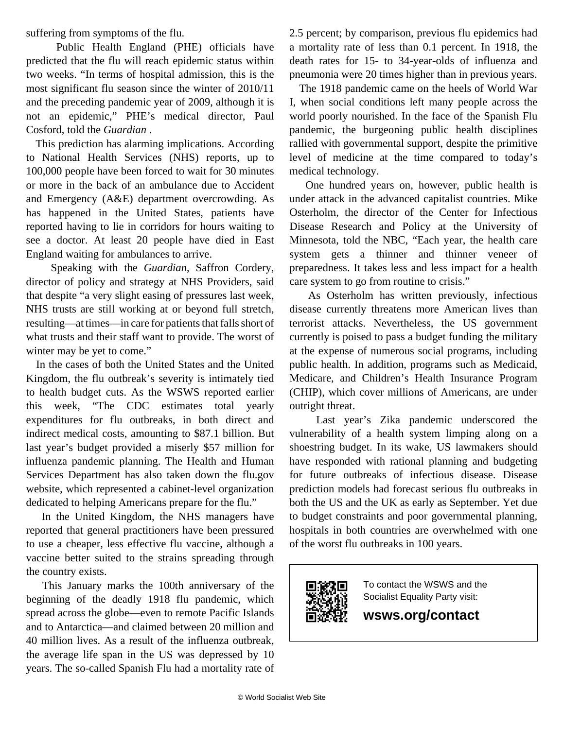suffering from symptoms of the flu.

Public Health England (PHE) officials have predicted that the flu will reach epidemic status within two weeks. "In terms of hospital admission, this is the most significant flu season since the winter of 2010/11 and the preceding pandemic year of 2009, although it is not an epidemic," PHE's medical director, Paul Cosford, told the *Guardian* .

This prediction has alarming implications. According to National Health Services (NHS) reports, up to 100,000 people have been forced to wait for 30 minutes or more in the back of an ambulance due to Accident and Emergency (A&E) department overcrowding. As has happened in the United States, patients have reported having to lie in corridors for hours waiting to see a doctor. At least 20 people have died in East England waiting for ambulances to arrive.

Speaking with the *Guardian*, Saffron Cordery, director of policy and strategy at NHS Providers, said that despite "a very slight easing of pressures last week, NHS trusts are still working at or beyond full stretch, resulting—at times—in care for patients that falls short of what trusts and their staff want to provide. The worst of winter may be yet to come."

In the cases of both the United States and the United Kingdom, the flu outbreak's severity is intimately tied to health budget cuts. As the WSWS reported earlier this week, "The CDC estimates total yearly expenditures for flu outbreaks, in both direct and indirect medical costs, amounting to $87.1 billion. But last year's budget provided a miserly $57 million for influenza pandemic planning. The Health and Human Services Department has also taken down the flu.gov website, which represented a cabinet-level organization dedicated to helping Americans prepare for the flu."

In the United Kingdom, the NHS managers have reported that general practitioners have been pressured to use a cheaper, less effective flu vaccine, although a vaccine better suited to the strains spreading through the country exists.

This January marks the 100th anniversary of the beginning of the deadly 1918 flu pandemic, which spread across the globe—even to remote Pacific Islands and to Antarctica—and claimed between 20 million and 40 million lives. As a result of the influenza outbreak, the average life span in the US was depressed by 10 years. The so-called Spanish Flu had a mortality rate of 2.5 percent; by comparison, previous flu epidemics had a mortality rate of less than 0.1 percent. In 1918, the death rates for 15- to 34-year-olds of influenza and pneumonia were 20 times higher than in previous years.

The 1918 pandemic came on the heels of World War I, when social conditions left many people across the world poorly nourished. In the face of the Spanish Flu pandemic, the burgeoning public health disciplines rallied with governmental support, despite the primitive level of medicine at the time compared to today's medical technology.

One hundred years on, however, public health is under attack in the advanced capitalist countries. Mike Osterholm, the director of the Center for Infectious Disease Research and Policy at the University of Minnesota, told the NBC, "Each year, the health care system gets a thinner and thinner veneer of preparedness. It takes less and less impact for a health care system to go from routine to crisis."

As Osterholm has written previously, infectious disease currently threatens more American lives than terrorist attacks. Nevertheless, the US government currently is poised to pass a budget funding the military at the expense of numerous social programs, including public health. In addition, programs such as Medicaid, Medicare, and Children's Health Insurance Program (CHIP), which cover millions of Americans, are under outright threat.

Last year's Zika pandemic underscored the vulnerability of a health system limping along on a shoestring budget. In its wake, US lawmakers should have responded with rational planning and budgeting for future outbreaks of infectious disease. Disease prediction models had forecast serious flu outbreaks in both the US and the UK as early as September. Yet due to budget constraints and poor governmental planning, hospitals in both countries are overwhelmed with one of the worst flu outbreaks in 100 years.

To contact the WSWS and the Socialist Equality Party visit:

**wsws.org/contact**